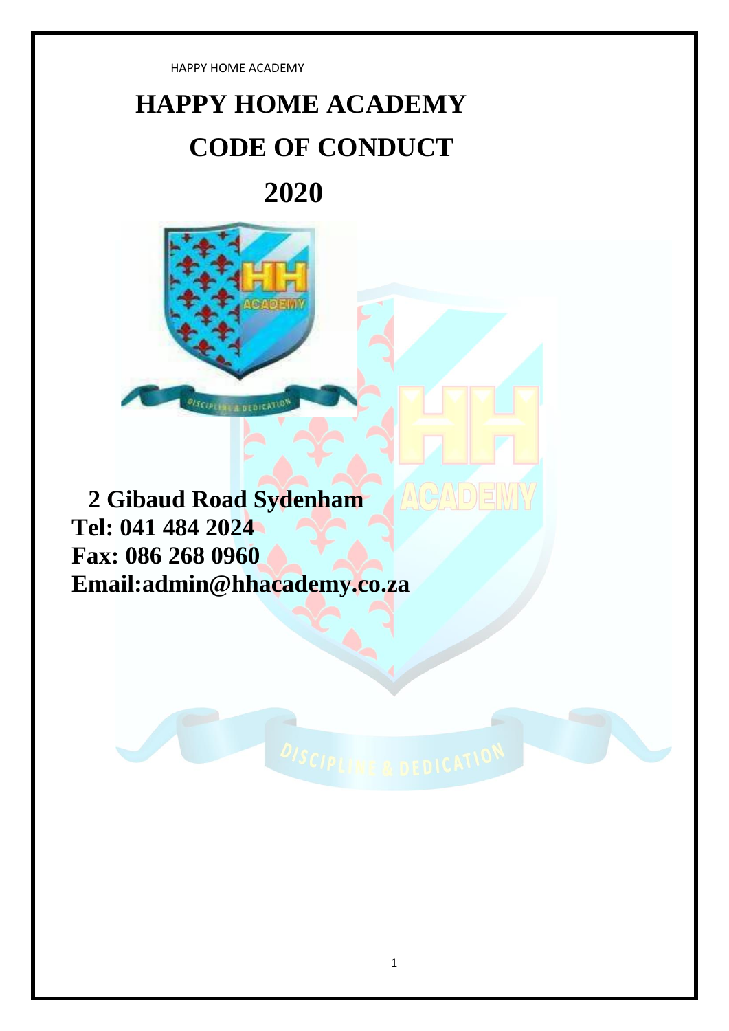# HAPPY HOME ACADEMY

# CODE OF CONDUCT

# 2020

**2 Gibaud Road Sydenham**
**Tel: 041 484 2024**
**Fax: 086 268 0960**
**Email:admin@hhacademy.co.za**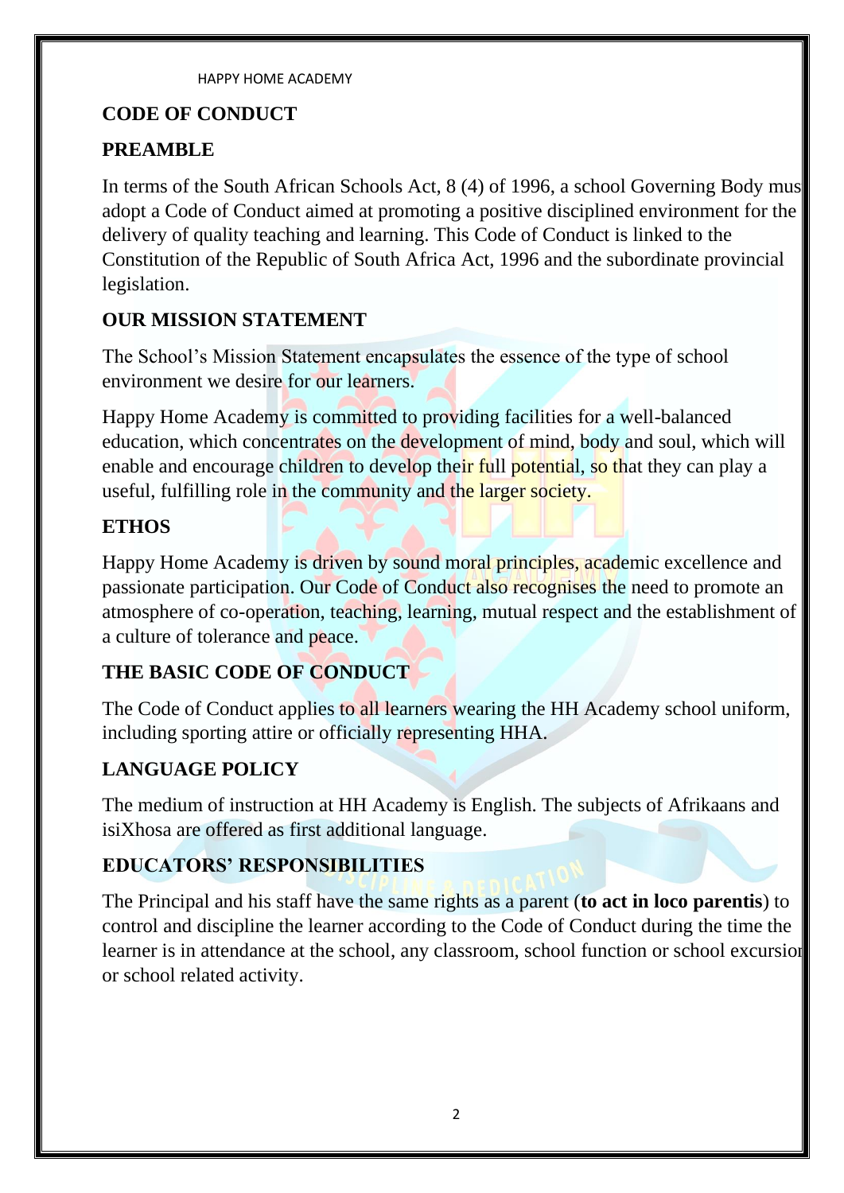# CODE OF CONDUCT

## PREAMBLE

In terms of the South African Schools Act, 8 (4) of 1996, a school Governing Body must adopt a Code of Conduct aimed at promoting a positive disciplined environment for the delivery of quality teaching and learning. This Code of Conduct is linked to the Constitution of the Republic of South Africa Act, 1996 and the subordinate provincial legislation.

## OUR MISSION STATEMENT

The School's Mission Statement encapsulates the essence of the type of school environment we desire for our learners.

Happy Home Academy is committed to providing facilities for a well-balanced education, which concentrates on the development of mind, body and soul, which will enable and encourage children to develop their full potential, so that they can play a useful, fulfilling role in the community and the larger society.

## ETHOS

Happy Home Academy is driven by sound moral principles, academic excellence and passionate participation. Our Code of Conduct also recognises the need to promote an atmosphere of co-operation, teaching, learning, mutual respect and the establishment of a culture of tolerance and peace.

## THE BASIC CODE OF CONDUCT

The Code of Conduct applies to all learners wearing the HH Academy school uniform, including sporting attire or officially representing HHA.

## LANGUAGE POLICY

The medium of instruction at HH Academy is English. The subjects of Afrikaans and isiXhosa are offered as first additional language.

## EDUCATORS' RESPONSIBILITIES

The Principal and his staff have the same rights as a parent (**to act in loco parentis**) to control and discipline the learner according to the Code of Conduct during the time the learner is in attendance at the school, any classroom, school function or school excursion or school related activity.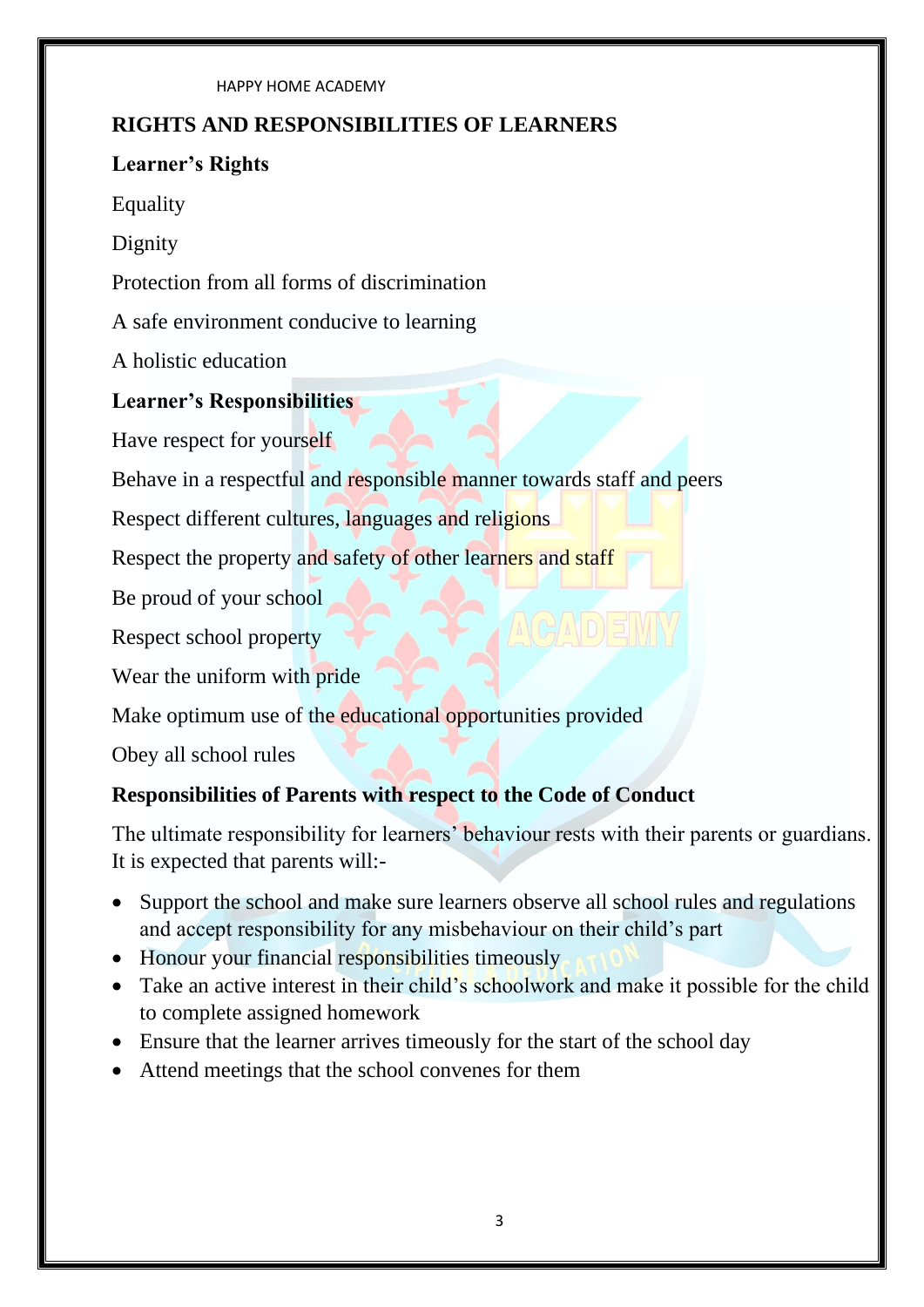## RIGHTS AND RESPONSIBILITIES OF LEARNERS

### Learner's Rights

Equality

Dignity

Protection from all forms of discrimination

A safe environment conducive to learning

A holistic education

### Learner's Responsibilities

Have respect for yourself

Behave in a respectful and responsible manner towards staff and peers

Respect different cultures, languages and religions

Respect the property and safety of other learners and staff

Be proud of your school

Respect school property

Wear the uniform with pride

Make optimum use of the educational opportunities provided

Obey all school rules

### Responsibilities of Parents with respect to the Code of Conduct

The ultimate responsibility for learners' behaviour rests with their parents or guardians. It is expected that parents will:-

- Support the school and make sure learners observe all school rules and regulations and accept responsibility for any misbehaviour on their child's part
- Honour your financial responsibilities timeously
- Take an active interest in their child's schoolwork and make it possible for the child to complete assigned homework
- Ensure that the learner arrives timeously for the start of the school day
- Attend meetings that the school convenes for them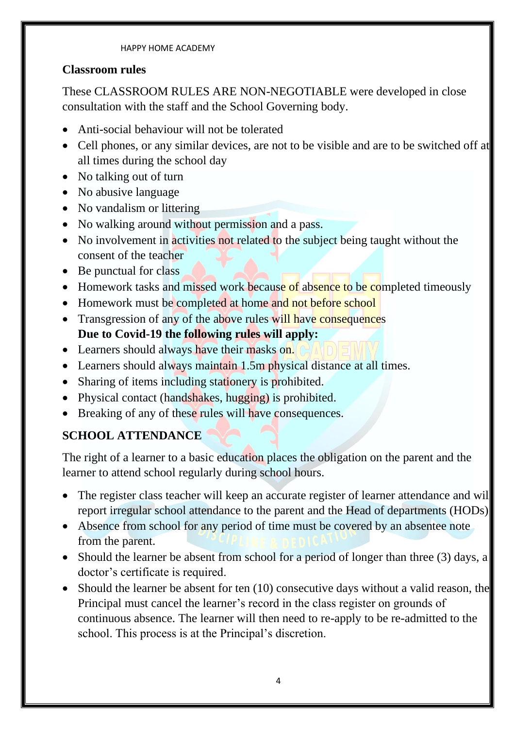HAPPY HOME ACADEMY

## Classroom rules

These CLASSROOM RULES ARE NON-NEGOTIABLE were developed in close consultation with the staff and the School Governing body.

- Anti-social behaviour will not be tolerated
- Cell phones, or any similar devices, are not to be visible and are to be switched off at all times during the school day
- No talking out of turn
- No abusive language
- No vandalism or littering
- No walking around without permission and a pass.
- No involvement in activities not related to the subject being taught without the consent of the teacher
- Be punctual for class
- Homework tasks and missed work because of absence to be completed timeously
- Homework must be completed at home and not before school
- Transgression of any of the above rules will have consequences

**Due to Covid-19 the following rules will apply:**

- Learners should always have their masks on.
- Learners should always maintain 1.5m physical distance at all times.
- Sharing of items including stationery is prohibited.
- Physical contact (handshakes, hugging) is prohibited.
- Breaking of any of these rules will have consequences.

## SCHOOL ATTENDANCE

The right of a learner to a basic education places the obligation on the parent and the learner to attend school regularly during school hours.

- The register class teacher will keep an accurate register of learner attendance and will report irregular school attendance to the parent and the Head of departments (HODs)
- Absence from school for any period of time must be covered by an absentee note from the parent.
- Should the learner be absent from school for a period of longer than three (3) days, a doctor's certificate is required.
- Should the learner be absent for ten (10) consecutive days without a valid reason, the Principal must cancel the learner's record in the class register on grounds of continuous absence. The learner will then need to re-apply to be re-admitted to the school. This process is at the Principal's discretion.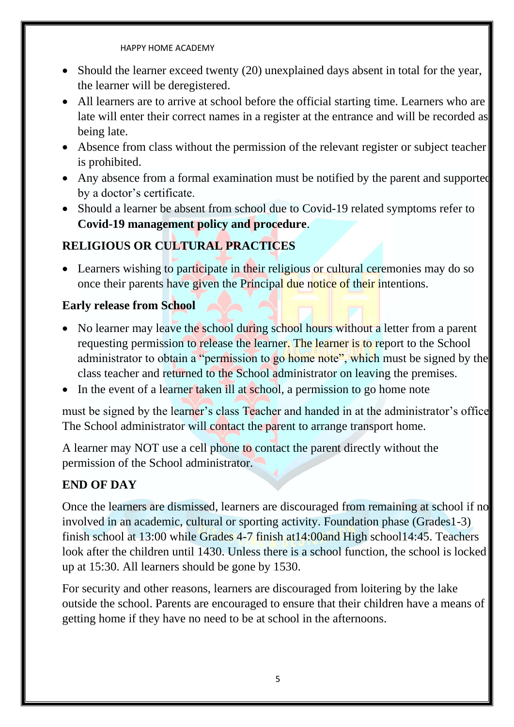- Should the learner exceed twenty (20) unexplained days absent in total for the year, the learner will be deregistered.
- All learners are to arrive at school before the official starting time. Learners who are late will enter their correct names in a register at the entrance and will be recorded as being late.
- Absence from class without the permission of the relevant register or subject teacher is prohibited.
- Any absence from a formal examination must be notified by the parent and supported by a doctor's certificate.
- Should a learner be absent from school due to Covid-19 related symptoms refer to **Covid-19 management policy and procedure**.

## RELIGIOUS OR CULTURAL PRACTICES

- Learners wishing to participate in their religious or cultural ceremonies may do so once their parents have given the Principal due notice of their intentions.

## Early release from School

- No learner may leave the school during school hours without a letter from a parent requesting permission to release the learner. The learner is to report to the School administrator to obtain a "permission to go home note", which must be signed by the class teacher and returned to the School administrator on leaving the premises.
- In the event of a learner taken ill at school, a permission to go home note

must be signed by the learner's class Teacher and handed in at the administrator's office The School administrator will contact the parent to arrange transport home.

A learner may NOT use a cell phone to contact the parent directly without the permission of the School administrator.

## END OF DAY

Once the learners are dismissed, learners are discouraged from remaining at school if no involved in an academic, cultural or sporting activity. Foundation phase (Grades1-3) finish school at 13:00 while Grades 4-7 finish at14:00and High school14:45. Teachers look after the children until 1430. Unless there is a school function, the school is locked up at 15:30. All learners should be gone by 1530.

For security and other reasons, learners are discouraged from loitering by the lake outside the school. Parents are encouraged to ensure that their children have a means of getting home if they have no need to be at school in the afternoons.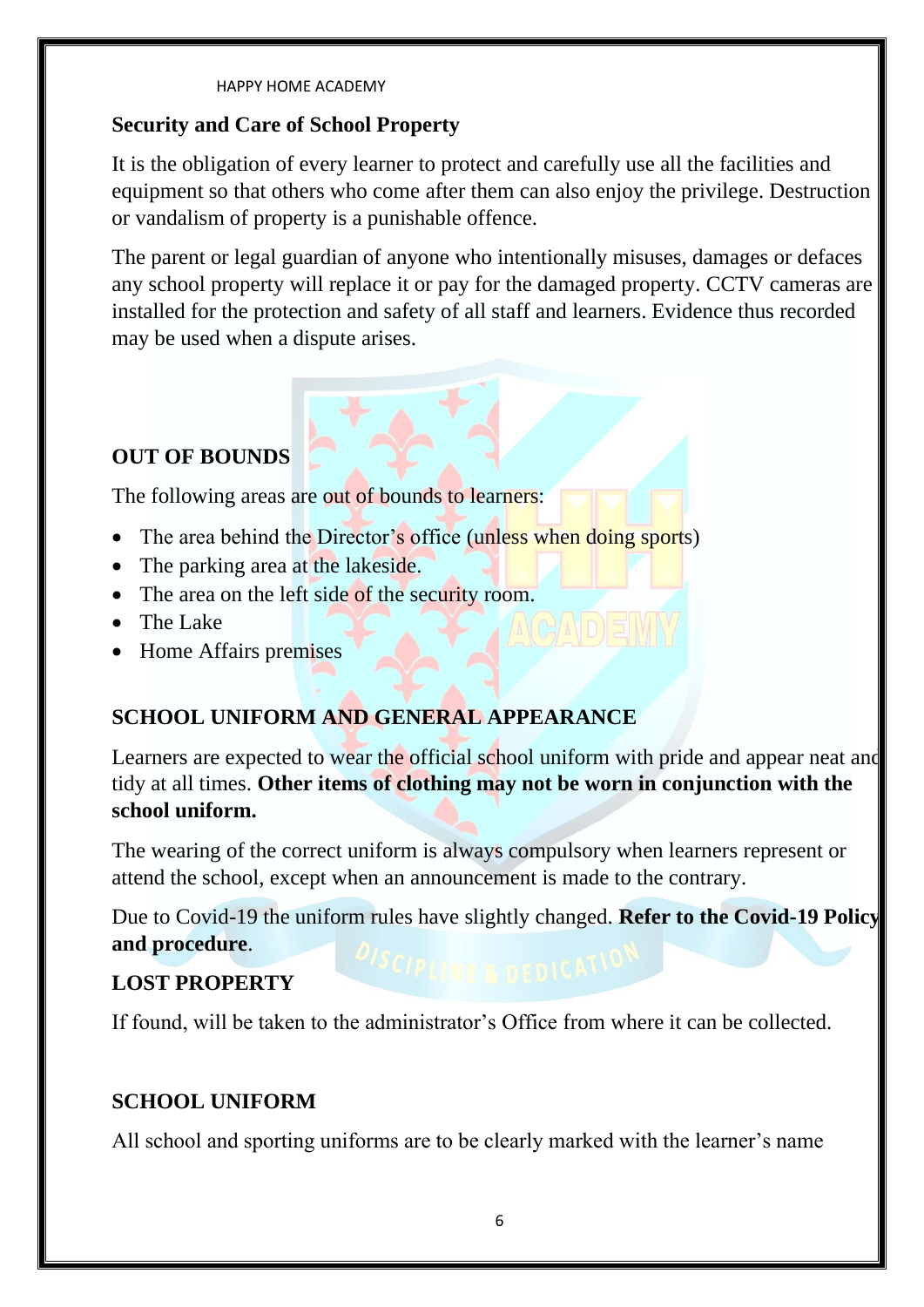## Security and Care of School Property

It is the obligation of every learner to protect and carefully use all the facilities and equipment so that others who come after them can also enjoy the privilege. Destruction or vandalism of property is a punishable offence.

The parent or legal guardian of anyone who intentionally misuses, damages or defaces any school property will replace it or pay for the damaged property. CCTV cameras are installed for the protection and safety of all staff and learners. Evidence thus recorded may be used when a dispute arises.

## OUT OF BOUNDS

The following areas are out of bounds to learners:

- The area behind the Director's office (unless when doing sports)
- The parking area at the lakeside.
- The area on the left side of the security room.
- The Lake
- Home Affairs premises

## SCHOOL UNIFORM AND GENERAL APPEARANCE

Learners are expected to wear the official school uniform with pride and appear neat and tidy at all times. **Other items of clothing may not be worn in conjunction with the school uniform.**

The wearing of the correct uniform is always compulsory when learners represent or attend the school, except when an announcement is made to the contrary.

Due to Covid-19 the uniform rules have slightly changed. **Refer to the Covid-19 Policy and procedure**.

## LOST PROPERTY

If found, will be taken to the administrator's Office from where it can be collected.

## SCHOOL UNIFORM

All school and sporting uniforms are to be clearly marked with the learner's name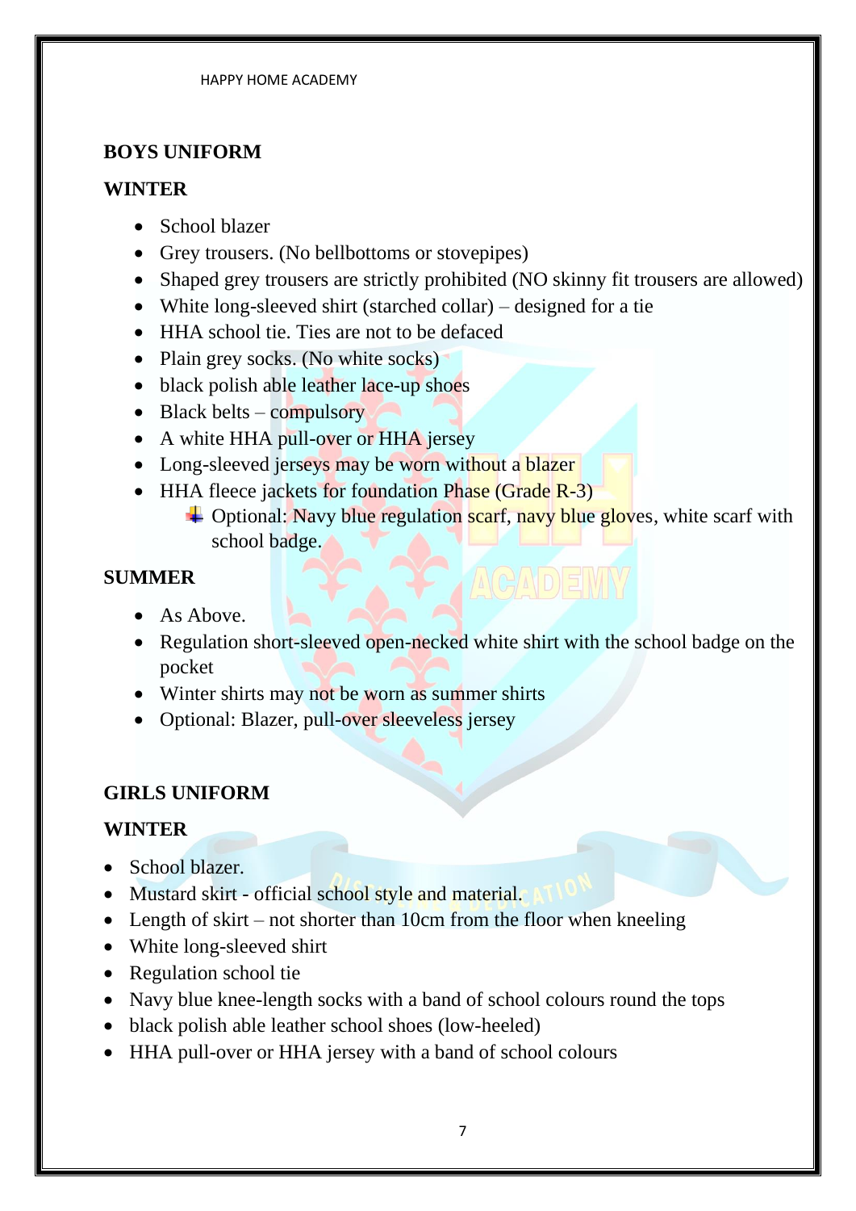## BOYS UNIFORM

### WINTER

- School blazer
- Grey trousers. (No bellbottoms or stovepipes)
- Shaped grey trousers are strictly prohibited (NO skinny fit trousers are allowed)
- White long-sleeved shirt (starched collar) – designed for a tie
- HHA school tie. Ties are not to be defaced
- Plain grey socks. (No white socks)
- black polish able leather lace-up shoes
- Black belts – compulsory
- A white HHA pull-over or HHA jersey
- Long-sleeved jerseys may be worn without a blazer
- HHA fleece jackets for foundation Phase (Grade R-3)
  - Optional: Navy blue regulation scarf, navy blue gloves, white scarf with school badge.

### SUMMER

- As Above.
- Regulation short-sleeved open-necked white shirt with the school badge on the pocket
- Winter shirts may not be worn as summer shirts
- Optional: Blazer, pull-over sleeveless jersey

## GIRLS UNIFORM

### WINTER

- School blazer.
- Mustard skirt - official school style and material.
- Length of skirt – not shorter than 10cm from the floor when kneeling
- White long-sleeved shirt
- Regulation school tie
- Navy blue knee-length socks with a band of school colours round the tops
- black polish able leather school shoes (low-heeled)
- HHA pull-over or HHA jersey with a band of school colours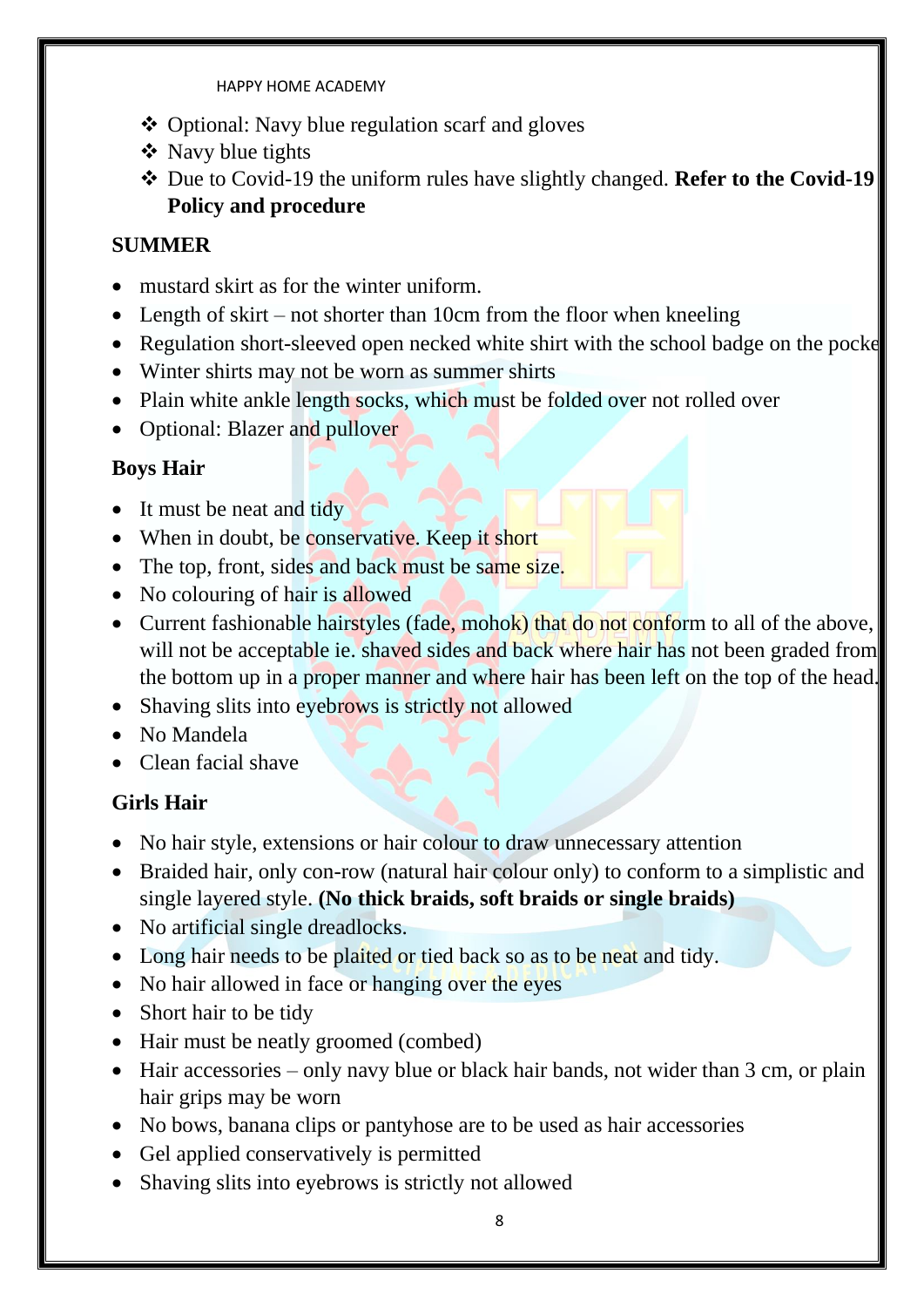- ❖ Optional: Navy blue regulation scarf and gloves
- ❖ Navy blue tights
- ❖ Due to Covid-19 the uniform rules have slightly changed. **Refer to the Covid-19 Policy and procedure**

## SUMMER

- mustard skirt as for the winter uniform.
- Length of skirt – not shorter than 10cm from the floor when kneeling
- Regulation short-sleeved open necked white shirt with the school badge on the pocke
- Winter shirts may not be worn as summer shirts
- Plain white ankle length socks, which must be folded over not rolled over
- Optional: Blazer and pullover

## Boys Hair

- It must be neat and tidy
- When in doubt, be conservative. Keep it short
- The top, front, sides and back must be same size.
- No colouring of hair is allowed
- Current fashionable hairstyles (fade, mohok) that do not conform to all of the above, will not be acceptable ie. shaved sides and back where hair has not been graded from the bottom up in a proper manner and where hair has been left on the top of the head.
- Shaving slits into eyebrows is strictly not allowed
- No Mandela
- Clean facial shave

## Girls Hair

- No hair style, extensions or hair colour to draw unnecessary attention
- Braided hair, only con-row (natural hair colour only) to conform to a simplistic and single layered style. **(No thick braids, soft braids or single braids)**
- No artificial single dreadlocks.
- Long hair needs to be plaited or tied back so as to be neat and tidy.
- No hair allowed in face or hanging over the eyes
- Short hair to be tidy
- Hair must be neatly groomed (combed)
- Hair accessories – only navy blue or black hair bands, not wider than 3 cm, or plain hair grips may be worn
- No bows, banana clips or pantyhose are to be used as hair accessories
- Gel applied conservatively is permitted
- Shaving slits into eyebrows is strictly not allowed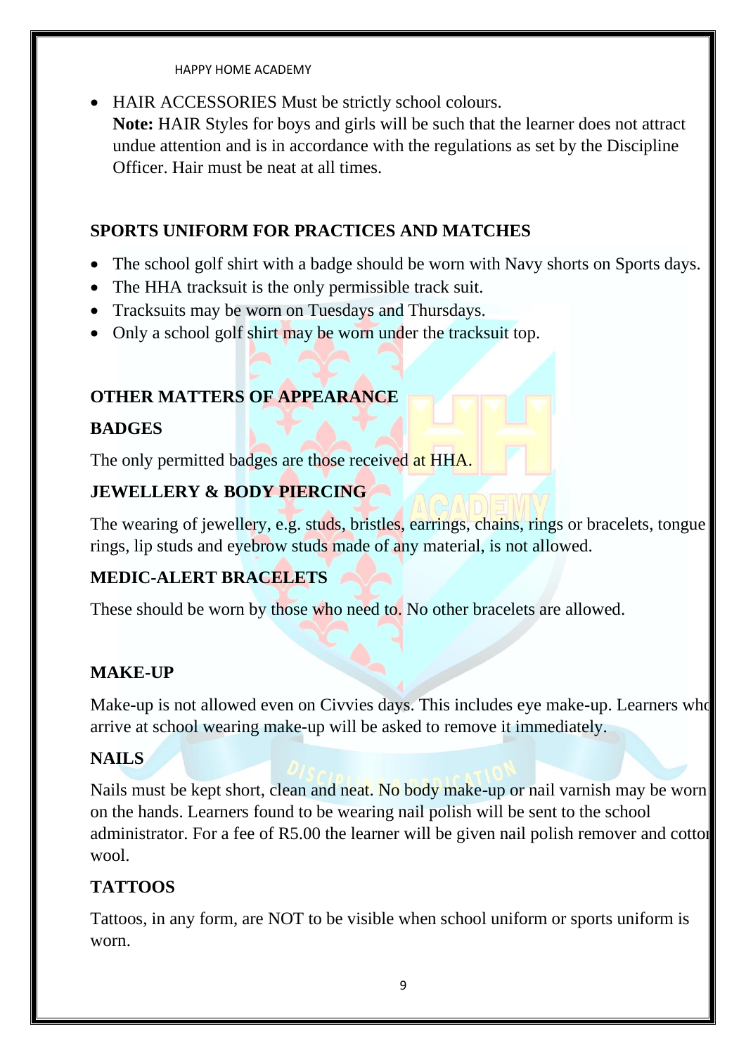- HAIR ACCESSORIES Must be strictly school colours.
  **Note:** HAIR Styles for boys and girls will be such that the learner does not attract undue attention and is in accordance with the regulations as set by the Discipline Officer. Hair must be neat at all times.

## SPORTS UNIFORM FOR PRACTICES AND MATCHES

- The school golf shirt with a badge should be worn with Navy shorts on Sports days.
- The HHA tracksuit is the only permissible track suit.
- Tracksuits may be worn on Tuesdays and Thursdays.
- Only a school golf shirt may be worn under the tracksuit top.

## OTHER MATTERS OF APPEARANCE

### BADGES

The only permitted badges are those received at HHA.

### JEWELLERY & BODY PIERCING

The wearing of jewellery, e.g. studs, bristles, earrings, chains, rings or bracelets, tongue rings, lip studs and eyebrow studs made of any material, is not allowed.

### MEDIC-ALERT BRACELETS

These should be worn by those who need to. No other bracelets are allowed.

### MAKE-UP

Make-up is not allowed even on Civvies days. This includes eye make-up. Learners who arrive at school wearing make-up will be asked to remove it immediately.

### NAILS

Nails must be kept short, clean and neat. No body make-up or nail varnish may be worn on the hands. Learners found to be wearing nail polish will be sent to the school administrator. For a fee of R5.00 the learner will be given nail polish remover and cotton wool.

### TATTOOS

Tattoos, in any form, are NOT to be visible when school uniform or sports uniform is worn.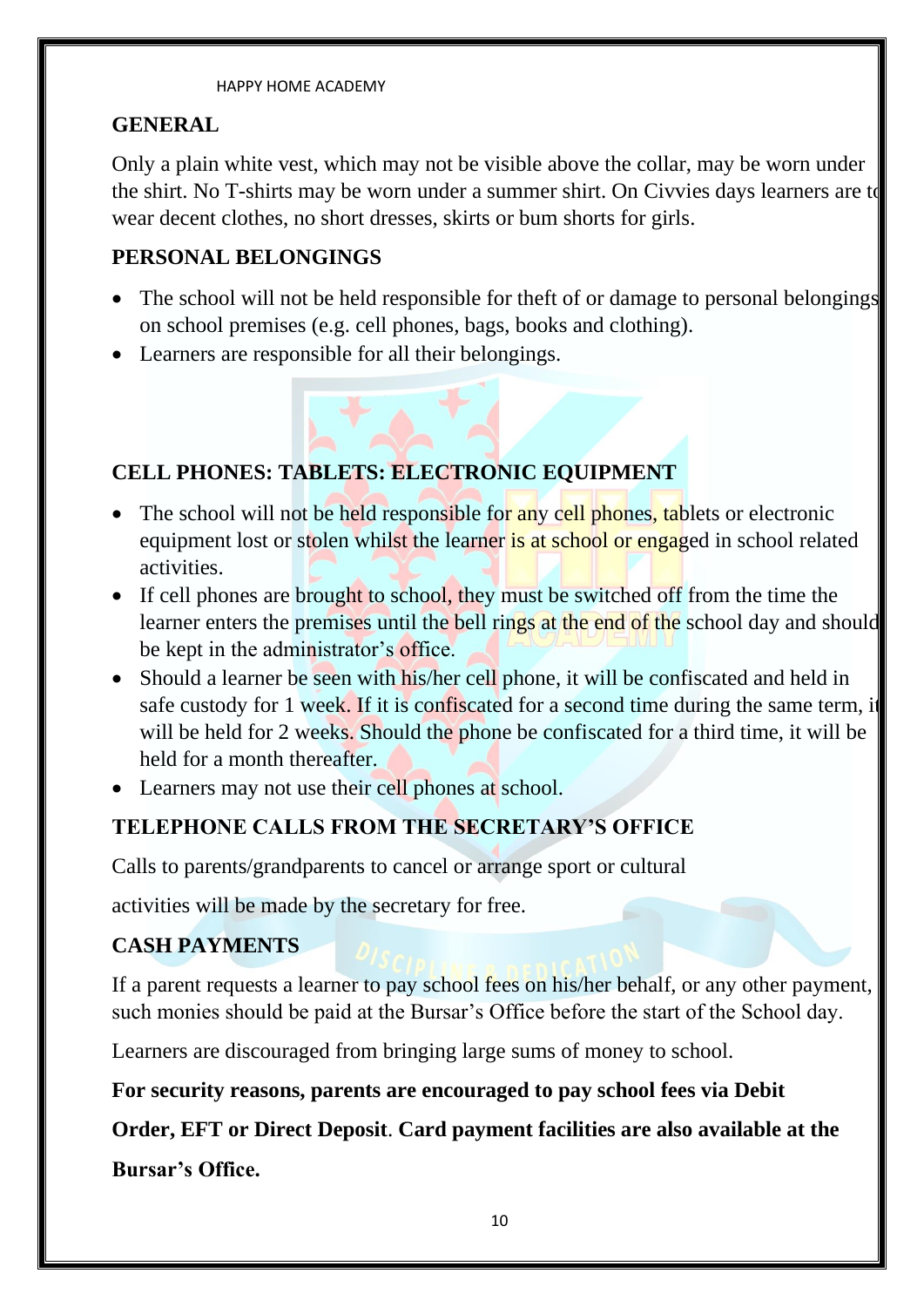## GENERAL

Only a plain white vest, which may not be visible above the collar, may be worn under the shirt. No T-shirts may be worn under a summer shirt. On Civvies days learners are to wear decent clothes, no short dresses, skirts or bum shorts for girls.

## PERSONAL BELONGINGS

- The school will not be held responsible for theft of or damage to personal belongings on school premises (e.g. cell phones, bags, books and clothing).
- Learners are responsible for all their belongings.

## CELL PHONES: TABLETS: ELECTRONIC EQUIPMENT

- The school will not be held responsible for any cell phones, tablets or electronic equipment lost or stolen whilst the learner is at school or engaged in school related activities.
- If cell phones are brought to school, they must be switched off from the time the learner enters the premises until the bell rings at the end of the school day and should be kept in the administrator's office.
- Should a learner be seen with his/her cell phone, it will be confiscated and held in safe custody for 1 week. If it is confiscated for a second time during the same term, it will be held for 2 weeks. Should the phone be confiscated for a third time, it will be held for a month thereafter.
- Learners may not use their cell phones at school.

## TELEPHONE CALLS FROM THE SECRETARY'S OFFICE

Calls to parents/grandparents to cancel or arrange sport or cultural

activities will be made by the secretary for free.

## CASH PAYMENTS

If a parent requests a learner to pay school fees on his/her behalf, or any other payment, such monies should be paid at the Bursar's Office before the start of the School day.

Learners are discouraged from bringing large sums of money to school.

**For security reasons, parents are encouraged to pay school fees via Debit Order, EFT or Direct Deposit**. **Card payment facilities are also available at the Bursar's Office.**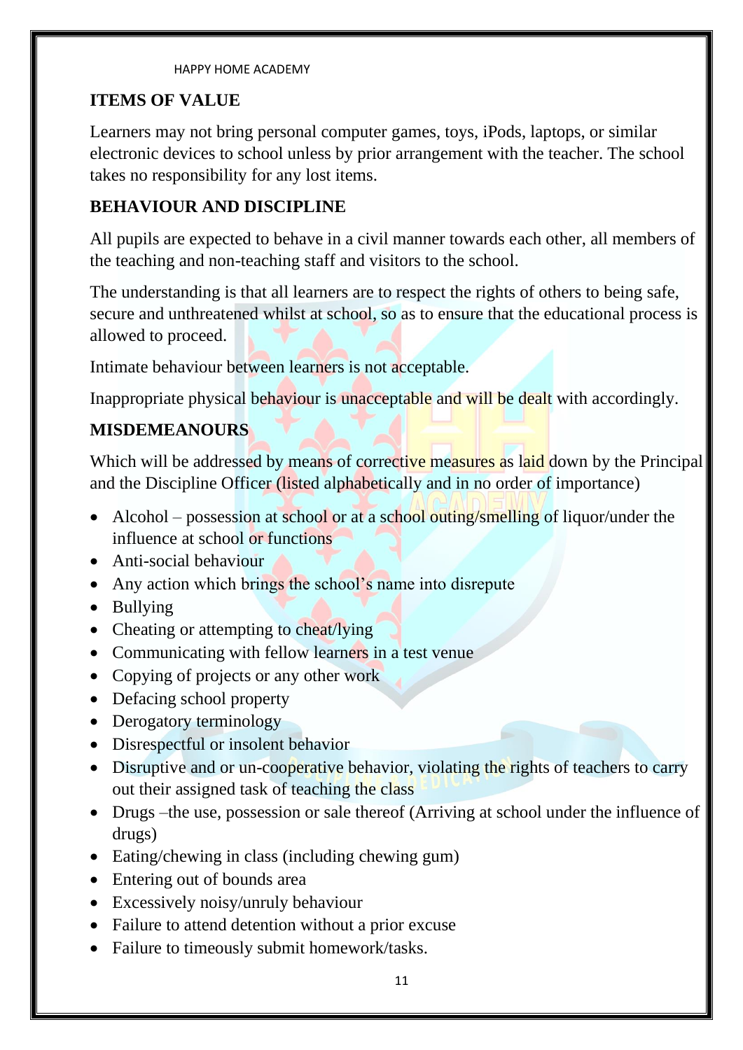## ITEMS OF VALUE

Learners may not bring personal computer games, toys, iPods, laptops, or similar electronic devices to school unless by prior arrangement with the teacher. The school takes no responsibility for any lost items.

## BEHAVIOUR AND DISCIPLINE

All pupils are expected to behave in a civil manner towards each other, all members of the teaching and non-teaching staff and visitors to the school.

The understanding is that all learners are to respect the rights of others to being safe, secure and unthreatened whilst at school, so as to ensure that the educational process is allowed to proceed.

Intimate behaviour between learners is not acceptable.

Inappropriate physical behaviour is unacceptable and will be dealt with accordingly.

## MISDEMEANOURS

Which will be addressed by means of corrective measures as laid down by the Principal and the Discipline Officer (listed alphabetically and in no order of importance)

- Alcohol – possession at school or at a school outing/smelling of liquor/under the influence at school or functions
- Anti-social behaviour
- Any action which brings the school's name into disrepute
- Bullying
- Cheating or attempting to cheat/lying
- Communicating with fellow learners in a test venue
- Copying of projects or any other work
- Defacing school property
- Derogatory terminology
- Disrespectful or insolent behavior
- Disruptive and or un-cooperative behavior, violating the rights of teachers to carry out their assigned task of teaching the class
- Drugs –the use, possession or sale thereof (Arriving at school under the influence of drugs)
- Eating/chewing in class (including chewing gum)
- Entering out of bounds area
- Excessively noisy/unruly behaviour
- Failure to attend detention without a prior excuse
- Failure to timeously submit homework/tasks.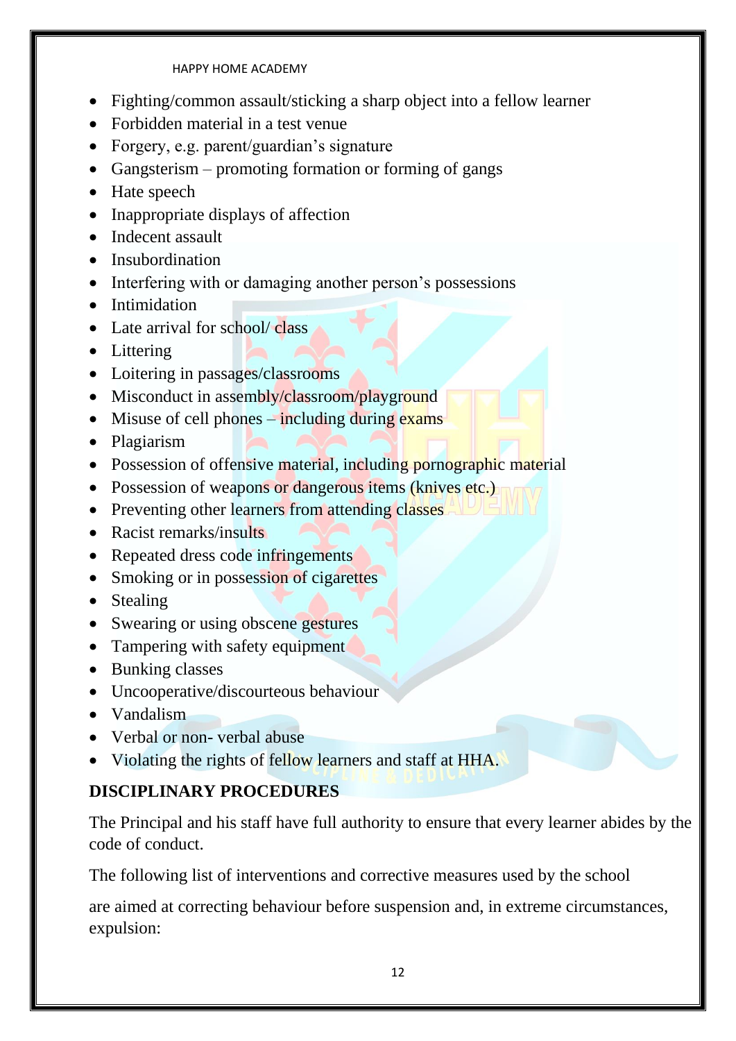- Fighting/common assault/sticking a sharp object into a fellow learner
- Forbidden material in a test venue
- Forgery, e.g. parent/guardian's signature
- Gangsterism – promoting formation or forming of gangs
- Hate speech
- Inappropriate displays of affection
- Indecent assault
- Insubordination
- Interfering with or damaging another person's possessions
- Intimidation
- Late arrival for school/ class
- Littering
- Loitering in passages/classrooms
- Misconduct in assembly/classroom/playground
- Misuse of cell phones – including during exams
- Plagiarism
- Possession of offensive material, including pornographic material
- Possession of weapons or dangerous items (knives etc.)
- Preventing other learners from attending classes
- Racist remarks/insults
- Repeated dress code infringements
- Smoking or in possession of cigarettes
- Stealing
- Swearing or using obscene gestures
- Tampering with safety equipment
- Bunking classes
- Uncooperative/discourteous behaviour
- Vandalism
- Verbal or non- verbal abuse
- Violating the rights of fellow learners and staff at HHA.

**DISCIPLINARY PROCEDURES**

The Principal and his staff have full authority to ensure that every learner abides by the code of conduct.

The following list of interventions and corrective measures used by the school

are aimed at correcting behaviour before suspension and, in extreme circumstances, expulsion: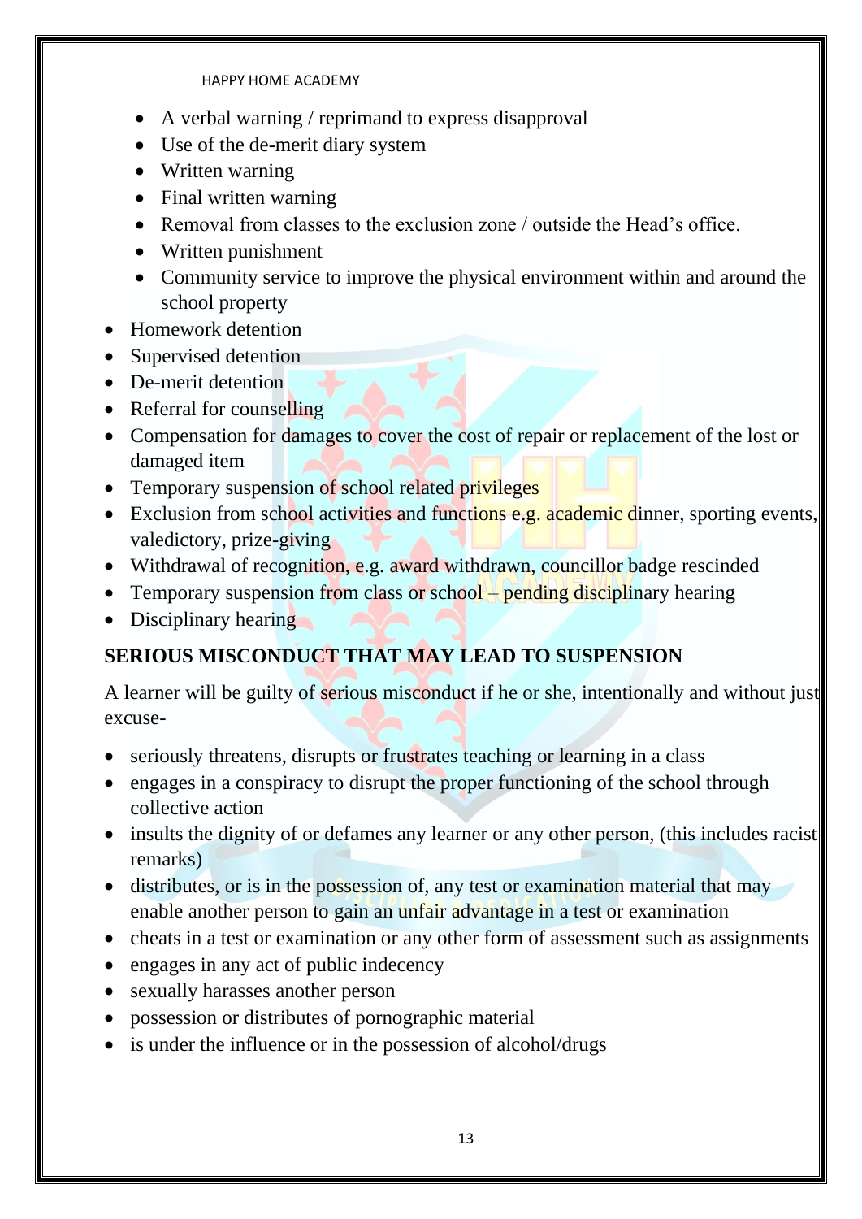- A verbal warning / reprimand to express disapproval
  - Use of the de-merit diary system
  - Written warning
  - Final written warning
  - Removal from classes to the exclusion zone / outside the Head's office.
  - Written punishment
  - Community service to improve the physical environment within and around the school property
- Homework detention
- Supervised detention
- De-merit detention
- Referral for counselling
- Compensation for damages to cover the cost of repair or replacement of the lost or damaged item
- Temporary suspension of school related privileges
- Exclusion from school activities and functions e.g. academic dinner, sporting events, valedictory, prize-giving
- Withdrawal of recognition, e.g. award withdrawn, councillor badge rescinded
- Temporary suspension from class or school – pending disciplinary hearing
- Disciplinary hearing

**SERIOUS MISCONDUCT THAT MAY LEAD TO SUSPENSION**

A learner will be guilty of serious misconduct if he or she, intentionally and without just excuse-

- seriously threatens, disrupts or frustrates teaching or learning in a class
- engages in a conspiracy to disrupt the proper functioning of the school through collective action
- insults the dignity of or defames any learner or any other person, (this includes racist remarks)
- distributes, or is in the possession of, any test or examination material that may enable another person to gain an unfair advantage in a test or examination
- cheats in a test or examination or any other form of assessment such as assignments
- engages in any act of public indecency
- sexually harasses another person
- possession or distributes of pornographic material
- is under the influence or in the possession of alcohol/drugs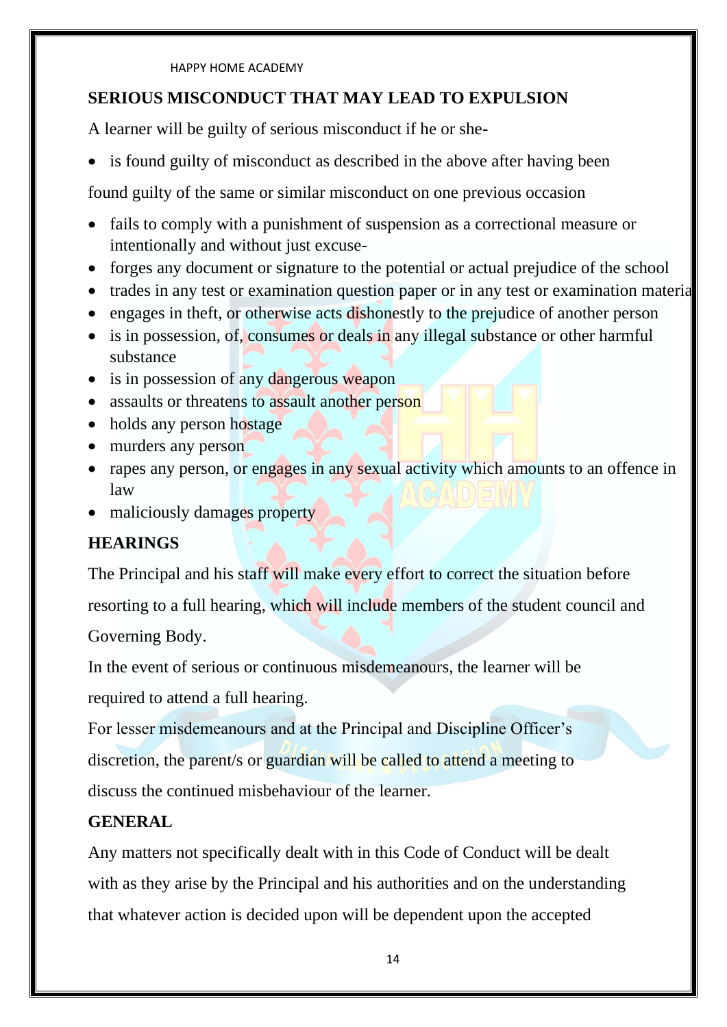## SERIOUS MISCONDUCT THAT MAY LEAD TO EXPULSION

A learner will be guilty of serious misconduct if he or she-

- is found guilty of misconduct as described in the above after having been

found guilty of the same or similar misconduct on one previous occasion

- fails to comply with a punishment of suspension as a correctional measure or intentionally and without just excuse-
- forges any document or signature to the potential or actual prejudice of the school
- trades in any test or examination question paper or in any test or examination materia
- engages in theft, or otherwise acts dishonestly to the prejudice of another person
- is in possession, of, consumes or deals in any illegal substance or other harmful substance
- is in possession of any dangerous weapon
- assaults or threatens to assault another person
- holds any person hostage
- murders any person
- rapes any person, or engages in any sexual activity which amounts to an offence in law
- maliciously damages property

## HEARINGS

The Principal and his staff will make every effort to correct the situation before resorting to a full hearing, which will include members of the student council and Governing Body.

In the event of serious or continuous misdemeanours, the learner will be required to attend a full hearing.

For lesser misdemeanours and at the Principal and Discipline Officer's discretion, the parent/s or guardian will be called to attend a meeting to discuss the continued misbehaviour of the learner.

## GENERAL

Any matters not specifically dealt with in this Code of Conduct will be dealt with as they arise by the Principal and his authorities and on the understanding that whatever action is decided upon will be dependent upon the accepted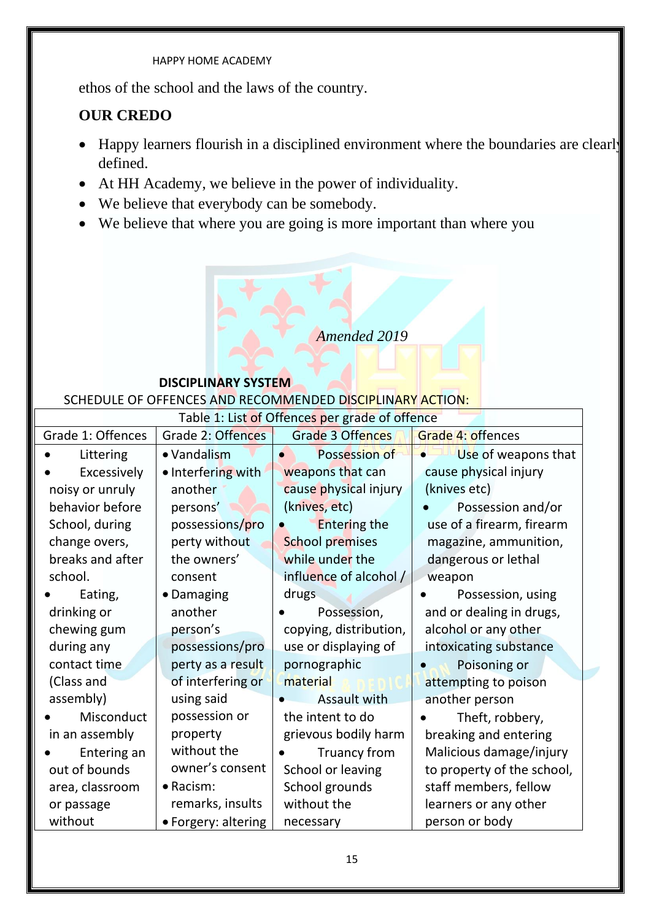ethos of the school and the laws of the country.

**OUR CREDO**

- Happy learners flourish in a disciplined environment where the boundaries are clearly defined.
- At HH Academy, we believe in the power of individuality.
- We believe that everybody can be somebody.
- We believe that where you are going is more important than where you

*Amended 2019*

**DISCIPLINARY SYSTEM**

SCHEDULE OF OFFENCES AND RECOMMENDED DISCIPLINARY ACTION:

| Table 1: List of Offences per grade of offence | | | |
|---|---|---|---|
| Grade 1: Offences | Grade 2: Offences | Grade 3 Offences | Grade 4: offences |
| • Littering<br>• Excessively noisy or unruly behavior before School, during change overs, breaks and after school.<br>• Eating, drinking or chewing gum during any contact time (Class and assembly)<br>• Misconduct in an assembly<br>• Entering an out of bounds area, classroom or passage without | • Vandalism<br>• Interfering with another persons' possessions/property without the owners' consent<br>• Damaging another person's possessions/property as a result of interfering or using said possession or property without the owner's consent<br>• Racism: remarks, insults<br>• Forgery: altering | • Possession of weapons that can cause physical injury (knives, etc)<br>• Entering the School premises while under the influence of alcohol / drugs<br>• Possession, copying, distribution, use or displaying of pornographic material<br>• Assault with the intent to do grievous bodily harm<br>• Truancy from School or leaving School grounds without the necessary | • Use of weapons that cause physical injury (knives etc)<br>• Possession and/or use of a firearm, firearm magazine, ammunition, dangerous or lethal weapon<br>• Possession, using and or dealing in drugs, alcohol or any other intoxicating substance<br>• Poisoning or attempting to poison another person<br>• Theft, robbery, breaking and entering Malicious damage/injury to property of the school, staff members, fellow learners or any other person or body |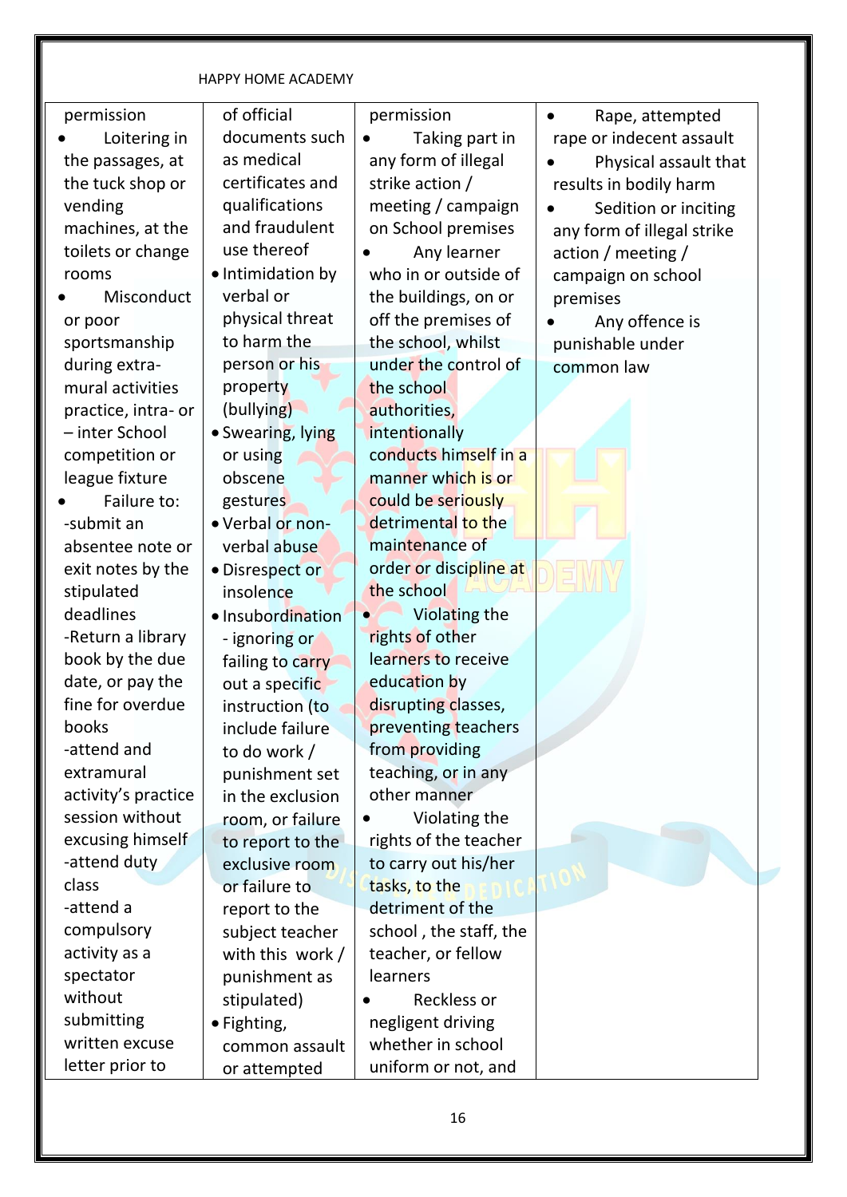| permission<br>• Loitering in the passages, at the tuck shop or vending machines, at the toilets or change rooms<br>• Misconduct or poor sportsmanship during extra-mural activities practice, intra- or – inter School competition or league fixture<br>• Failure to:<br>-submit an absentee note or exit notes by the stipulated deadlines<br>-Return a library book by the due date, or pay the fine for overdue books<br>-attend and extramural activity's practice session without excusing himself<br>-attend duty class<br>-attend a compulsory activity as a spectator without submitting written excuse letter prior to | of official documents such as medical certificates and qualifications and fraudulent use thereof<br>• Intimidation by verbal or physical threat to harm the person or his property (bullying)<br>• Swearing, lying or using obscene gestures<br>• Verbal or non-verbal abuse<br>• Disrespect or insolence<br>• Insubordination - ignoring or failing to carry out a specific instruction (to include failure to do work / punishment set in the exclusion room, or failure to report to the exclusive room or failure to report to the subject teacher with this work / punishment as stipulated)<br>• Fighting, common assault or attempted | permission<br>• Taking part in any form of illegal strike action / meeting / campaign on School premises<br>• Any learner who in or outside of the buildings, on or off the premises of the school, whilst under the control of the school authorities, intentionally conducts himself in a manner which is or could be seriously detrimental to the maintenance of order or discipline at the school<br>• Violating the rights of other learners to receive education by disrupting classes, preventing teachers from providing teaching, or in any other manner<br>• Violating the rights of the teacher to carry out his/her tasks, to the detriment of the school , the staff, the teacher, or fellow learners<br>• Reckless or negligent driving whether in school uniform or not, and | • Rape, attempted rape or indecent assault<br>• Physical assault that results in bodily harm<br>• Sedition or inciting any form of illegal strike action / meeting / campaign on school premises<br>• Any offence is punishable under common law |
|---|---|---|---|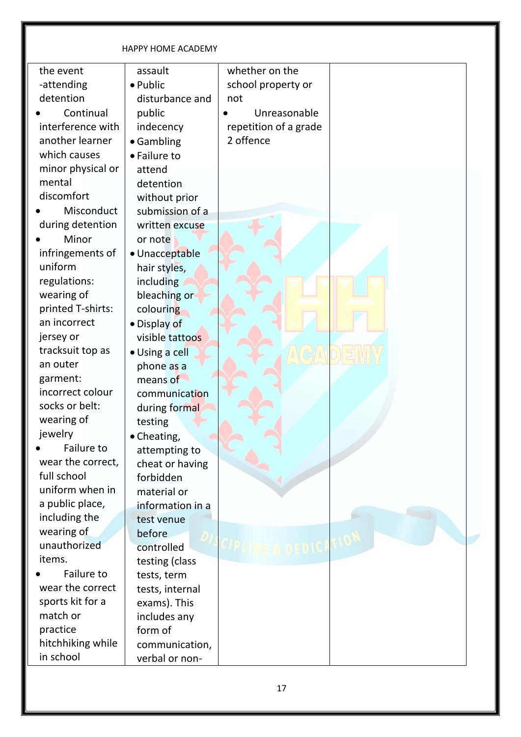| | | | |
|---|---|---|---|
| the event -attending detention<br>• Continual interference with another learner which causes minor physical or mental discomfort<br>• Misconduct during detention<br>• Minor infringements of uniform regulations: wearing of printed T-shirts: an incorrect jersey or tracksuit top as an outer garment: incorrect colour socks or belt: wearing of jewelry<br>• Failure to wear the correct, full school uniform when in a public place, including the wearing of unauthorized items.<br>• Failure to wear the correct sports kit for a match or practice hitchhiking while in school | assault<br>• Public disturbance and public indecency<br>• Gambling<br>• Failure to attend detention without prior submission of a written excuse or note<br>• Unacceptable hair styles, including bleaching or colouring<br>• Display of visible tattoos<br>• Using a cell phone as a means of communication during formal testing<br>• Cheating, attempting to cheat or having forbidden material or information in a test venue before controlled testing (class tests, term tests, internal exams). This includes any form of communication, verbal or non- | whether on the school property or not<br>• Unreasonable repetition of a grade 2 offence | |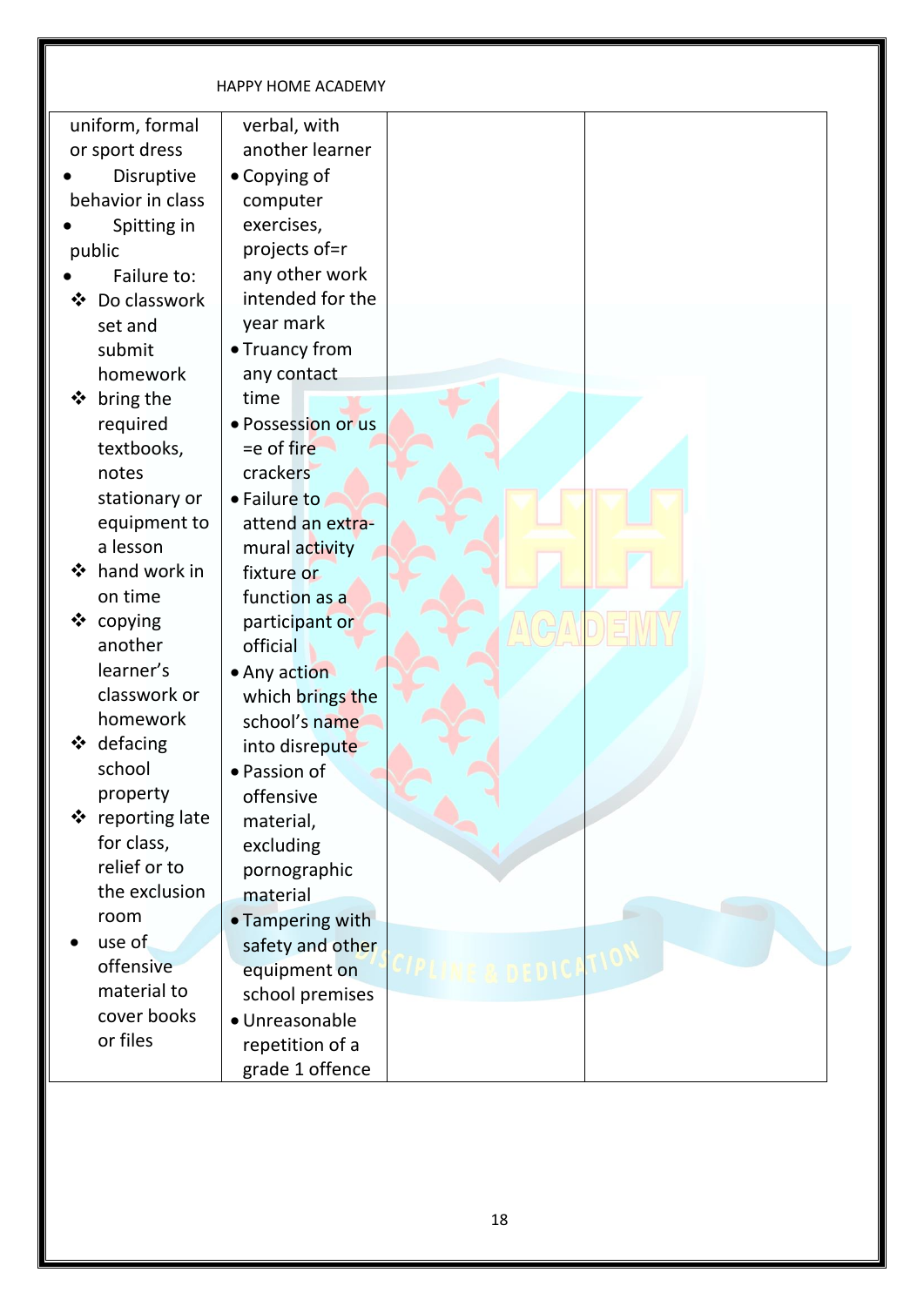| | | | |
|---|---|---|---|
| uniform, formal or sport dress<br>• Disruptive behavior in class<br>• Spitting in public<br>• Failure to:<br>❖ Do classwork set and submit homework<br>❖ bring the required textbooks, notes stationary or equipment to a lesson<br>❖ hand work in on time<br>❖ copying another learner's classwork or homework<br>❖ defacing school property<br>❖ reporting late for class, relief or to the exclusion room<br>• use of offensive material to cover books or files | verbal, with another learner<br>• Copying of computer exercises, projects of=r any other work intended for the year mark<br>• Truancy from any contact time<br>• Possession or us =e of fire crackers<br>• Failure to attend an extra-mural activity fixture or function as a participant or official<br>• Any action which brings the school's name into disrepute<br>• Passion of offensive material, excluding pornographic material<br>• Tampering with safety and other equipment on school premises<br>• Unreasonable repetition of a grade 1 offence | | |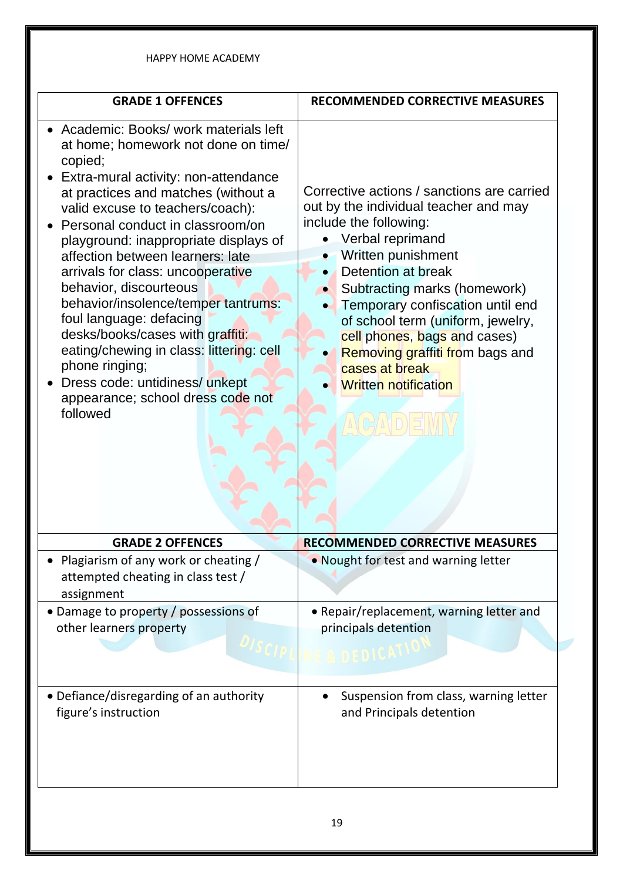HAPPY HOME ACADEMY

| GRADE 1 OFFENCES | RECOMMENDED CORRECTIVE MEASURES |
| --- | --- |
| • Academic: Books/ work materials left at home; homework not done on time/ copied;<br>• Extra-mural activity: non-attendance at practices and matches (without a valid excuse to teachers/coach):<br>• Personal conduct in classroom/on playground: inappropriate displays of affection between learners: late arrivals for class: uncooperative behavior, discourteous behavior/insolence/temper tantrums: foul language: defacing desks/books/cases with graffiti: eating/chewing in class: littering: cell phone ringing;<br>• Dress code: untidiness/ unkept appearance; school dress code not followed | Corrective actions / sanctions are carried out by the individual teacher and may include the following:<br>• Verbal reprimand<br>• Written punishment<br>• Detention at break<br>• Subtracting marks (homework)<br>• Temporary confiscation until end of school term (uniform, jewelry, cell phones, bags and cases)<br>• Removing graffiti from bags and cases at break<br>• Written notification |
| **GRADE 2 OFFENCES** | **RECOMMENDED CORRECTIVE MEASURES** |
| • Plagiarism of any work or cheating / attempted cheating in class test / assignment | • Nought for test and warning letter |
| • Damage to property / possessions of other learners property | • Repair/replacement, warning letter and principals detention |
| • Defiance/disregarding of an authority figure's instruction | • Suspension from class, warning letter and Principals detention |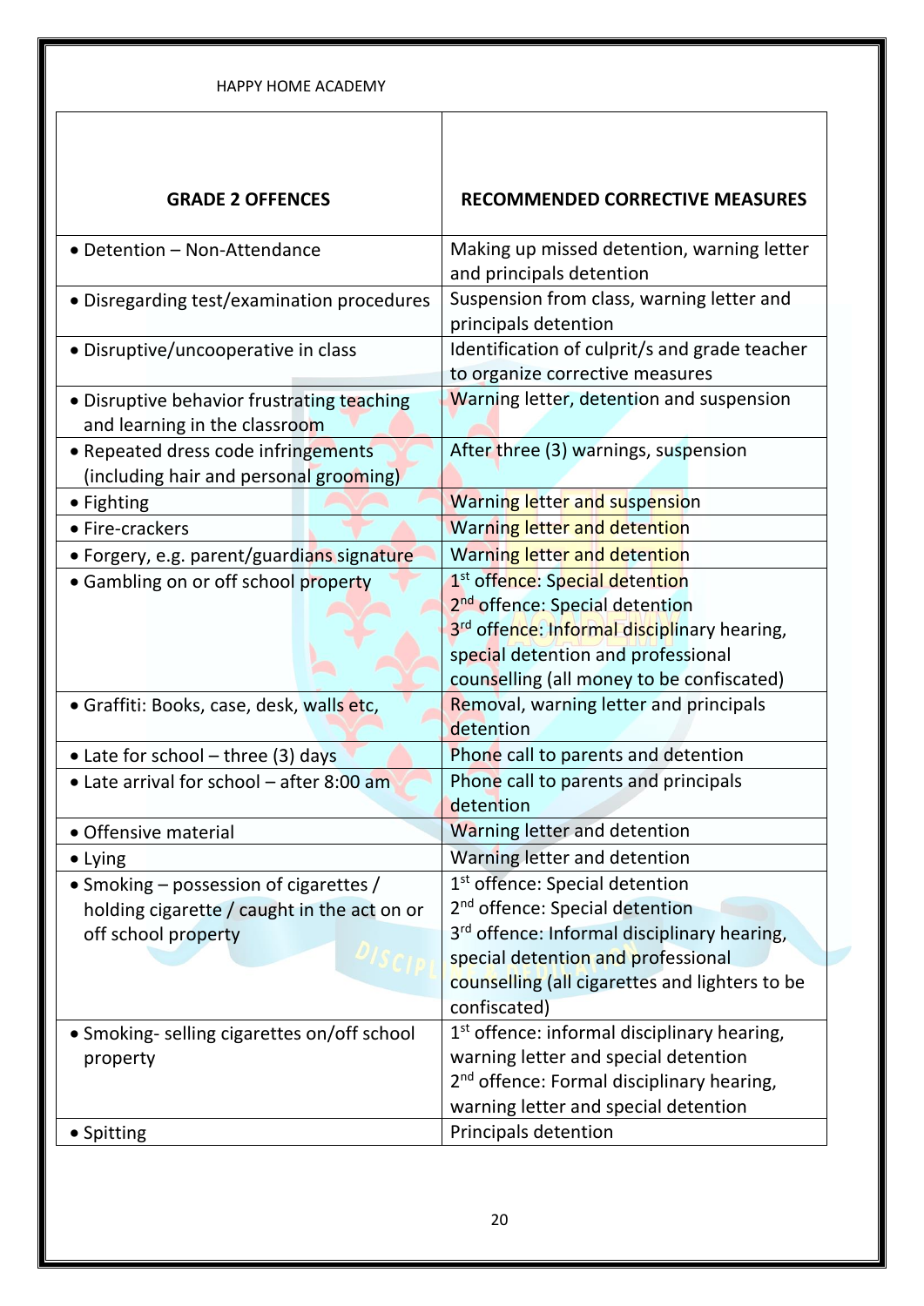| GRADE 2 OFFENCES | RECOMMENDED CORRECTIVE MEASURES |
|---|---|
| • Detention – Non-Attendance | Making up missed detention, warning letter and principals detention |
| • Disregarding test/examination procedures | Suspension from class, warning letter and principals detention |
| • Disruptive/uncooperative in class | Identification of culprit/s and grade teacher to organize corrective measures |
| • Disruptive behavior frustrating teaching and learning in the classroom | Warning letter, detention and suspension |
| • Repeated dress code infringements (including hair and personal grooming) | After three (3) warnings, suspension |
| • Fighting | Warning letter and suspension |
| • Fire-crackers | Warning letter and detention |
| • Forgery, e.g. parent/guardians signature | Warning letter and detention |
| • Gambling on or off school property | 1st offence: Special detention<br>2nd offence: Special detention<br>3rd offence: Informal disciplinary hearing, special detention and professional counselling (all money to be confiscated) |
| • Graffiti: Books, case, desk, walls etc, | Removal, warning letter and principals detention |
| • Late for school – three (3) days | Phone call to parents and detention |
| • Late arrival for school – after 8:00 am | Phone call to parents and principals detention |
| • Offensive material | Warning letter and detention |
| • Lying | Warning letter and detention |
| • Smoking – possession of cigarettes / holding cigarette / caught in the act on or off school property | 1st offence: Special detention<br>2nd offence: Special detention<br>3rd offence: Informal disciplinary hearing, special detention and professional counselling (all cigarettes and lighters to be confiscated) |
| • Smoking- selling cigarettes on/off school property | 1st offence: informal disciplinary hearing, warning letter and special detention<br>2nd offence: Formal disciplinary hearing, warning letter and special detention |
| • Spitting | Principals detention |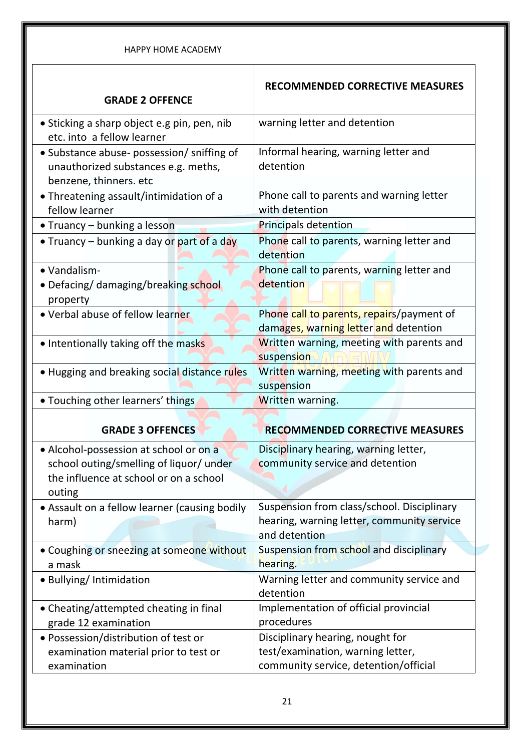HAPPY HOME ACADEMY

| GRADE 2 OFFENCE | RECOMMENDED CORRECTIVE MEASURES |
| --- | --- |
| • Sticking a sharp object e.g pin, pen, nib etc. into a fellow learner | warning letter and detention |
| • Substance abuse- possession/ sniffing of unauthorized substances e.g. meths, benzene, thinners. etc | Informal hearing, warning letter and detention |
| • Threatening assault/intimidation of a fellow learner | Phone call to parents and warning letter with detention |
| • Truancy – bunking a lesson | Principals detention |
| • Truancy – bunking a day or part of a day | Phone call to parents, warning letter and detention |
| • Vandalism-<br>• Defacing/ damaging/breaking school property | Phone call to parents, warning letter and detention |
| • Verbal abuse of fellow learner | Phone call to parents, repairs/payment of damages, warning letter and detention |
| • Intentionally taking off the masks | Written warning, meeting with parents and suspension |
| • Hugging and breaking social distance rules | Written warning, meeting with parents and suspension |
| • Touching other learners' things | Written warning. |
| **GRADE 3 OFFENCES** | **RECOMMENDED CORRECTIVE MEASURES** |
| • Alcohol-possession at school or on a school outing/smelling of liquor/ under the influence at school or on a school outing | Disciplinary hearing, warning letter, community service and detention |
| • Assault on a fellow learner (causing bodily harm) | Suspension from class/school. Disciplinary hearing, warning letter, community service and detention |
| • Coughing or sneezing at someone without a mask | Suspension from school and disciplinary hearing. |
| • Bullying/ Intimidation | Warning letter and community service and detention |
| • Cheating/attempted cheating in final grade 12 examination | Implementation of official provincial procedures |
| • Possession/distribution of test or examination material prior to test or examination | Disciplinary hearing, nought for test/examination, warning letter, community service, detention/official |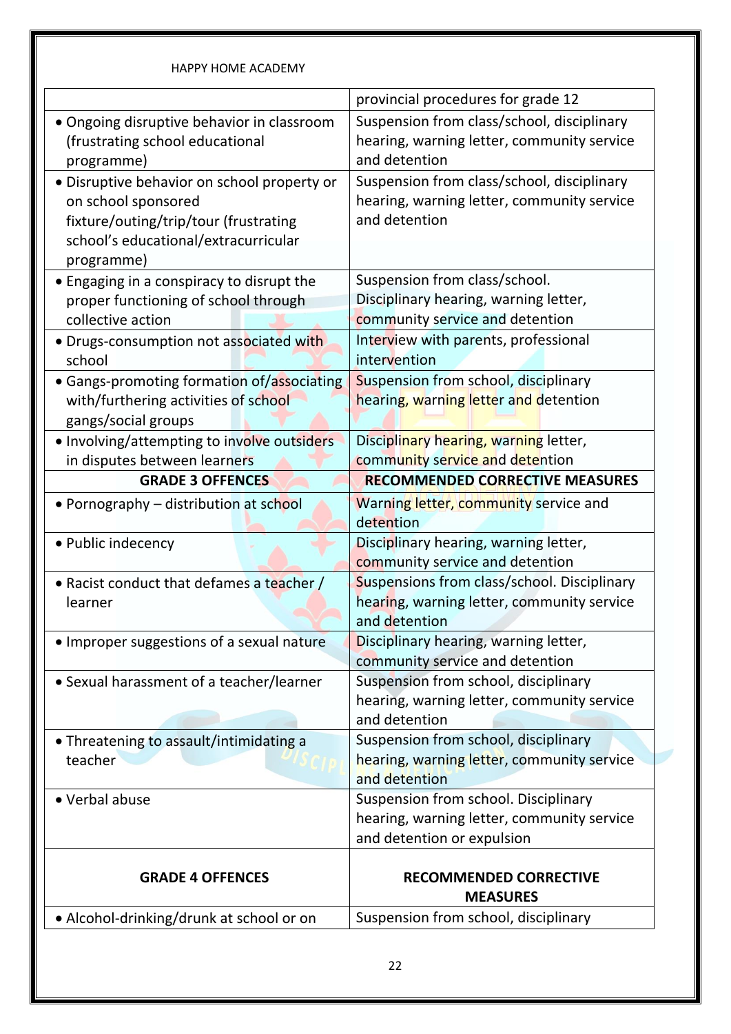HAPPY HOME ACADEMY

| | provincial procedures for grade 12 |
|---|---|
| • Ongoing disruptive behavior in classroom (frustrating school educational programme) | Suspension from class/school, disciplinary hearing, warning letter, community service and detention |
| • Disruptive behavior on school property or on school sponsored fixture/outing/trip/tour (frustrating school's educational/extracurricular programme) | Suspension from class/school, disciplinary hearing, warning letter, community service and detention |
| • Engaging in a conspiracy to disrupt the proper functioning of school through collective action | Suspension from class/school. Disciplinary hearing, warning letter, community service and detention |
| • Drugs-consumption not associated with school | Interview with parents, professional intervention |
| • Gangs-promoting formation of/associating with/furthering activities of school gangs/social groups | Suspension from school, disciplinary hearing, warning letter and detention |
| • Involving/attempting to involve outsiders in disputes between learners | Disciplinary hearing, warning letter, community service and detention |
| **GRADE 3 OFFENCES** | **RECOMMENDED CORRECTIVE MEASURES** |
| • Pornography – distribution at school | Warning letter, community service and detention |
| • Public indecency | Disciplinary hearing, warning letter, community service and detention |
| • Racist conduct that defames a teacher / learner | Suspensions from class/school. Disciplinary hearing, warning letter, community service and detention |
| • Improper suggestions of a sexual nature | Disciplinary hearing, warning letter, community service and detention |
| • Sexual harassment of a teacher/learner | Suspension from school, disciplinary hearing, warning letter, community service and detention |
| • Threatening to assault/intimidating a teacher | Suspension from school, disciplinary hearing, warning letter, community service and detention |
| • Verbal abuse | Suspension from school. Disciplinary hearing, warning letter, community service and detention or expulsion |
| **GRADE 4 OFFENCES** | **RECOMMENDED CORRECTIVE MEASURES** |
| • Alcohol-drinking/drunk at school or on | Suspension from school, disciplinary |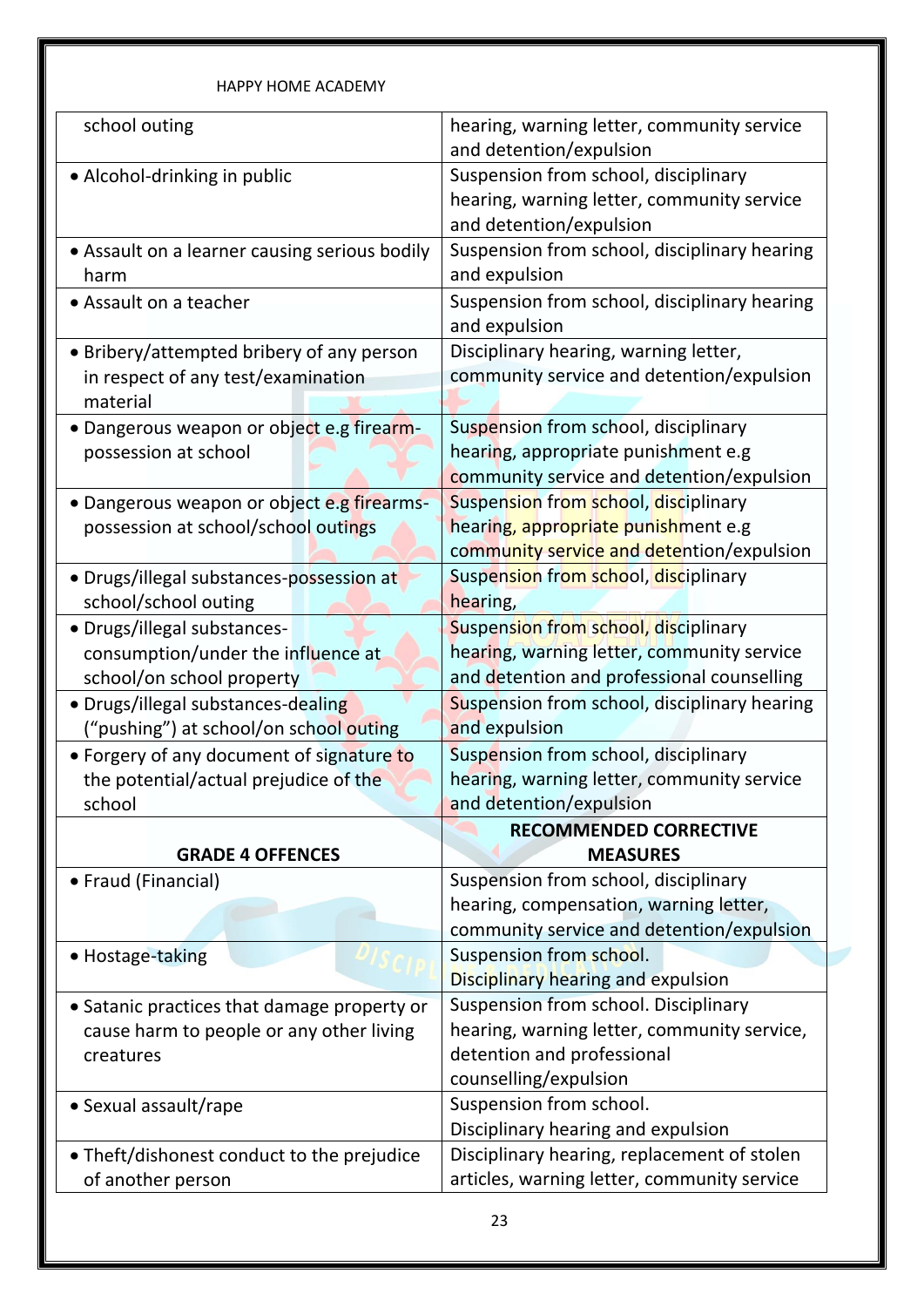| | |
|---|---|
| school outing | hearing, warning letter, community service and detention/expulsion |
| • Alcohol-drinking in public | Suspension from school, disciplinary hearing, warning letter, community service and detention/expulsion |
| • Assault on a learner causing serious bodily harm | Suspension from school, disciplinary hearing and expulsion |
| • Assault on a teacher | Suspension from school, disciplinary hearing and expulsion |
| • Bribery/attempted bribery of any person in respect of any test/examination material | Disciplinary hearing, warning letter, community service and detention/expulsion |
| • Dangerous weapon or object e.g firearm-possession at school | Suspension from school, disciplinary hearing, appropriate punishment e.g community service and detention/expulsion |
| • Dangerous weapon or object e.g firearms-possession at school/school outings | Suspension from school, disciplinary hearing, appropriate punishment e.g community service and detention/expulsion |
| • Drugs/illegal substances-possession at school/school outing | Suspension from school, disciplinary hearing, |
| • Drugs/illegal substances-consumption/under the influence at school/on school property | Suspension from school, disciplinary hearing, warning letter, community service and detention and professional counselling |
| • Drugs/illegal substances-dealing ("pushing") at school/on school outing | Suspension from school, disciplinary hearing and expulsion |
| • Forgery of any document of signature to the potential/actual prejudice of the school | Suspension from school, disciplinary hearing, warning letter, community service and detention/expulsion |

| **GRADE 4 OFFENCES** | **RECOMMENDED CORRECTIVE MEASURES** |
|---|---|
| • Fraud (Financial) | Suspension from school, disciplinary hearing, compensation, warning letter, community service and detention/expulsion |
| • Hostage-taking | Suspension from school. Disciplinary hearing and expulsion |
| • Satanic practices that damage property or cause harm to people or any other living creatures | Suspension from school. Disciplinary hearing, warning letter, community service, detention and professional counselling/expulsion |
| • Sexual assault/rape | Suspension from school. Disciplinary hearing and expulsion |
| • Theft/dishonest conduct to the prejudice of another person | Disciplinary hearing, replacement of stolen articles, warning letter, community service |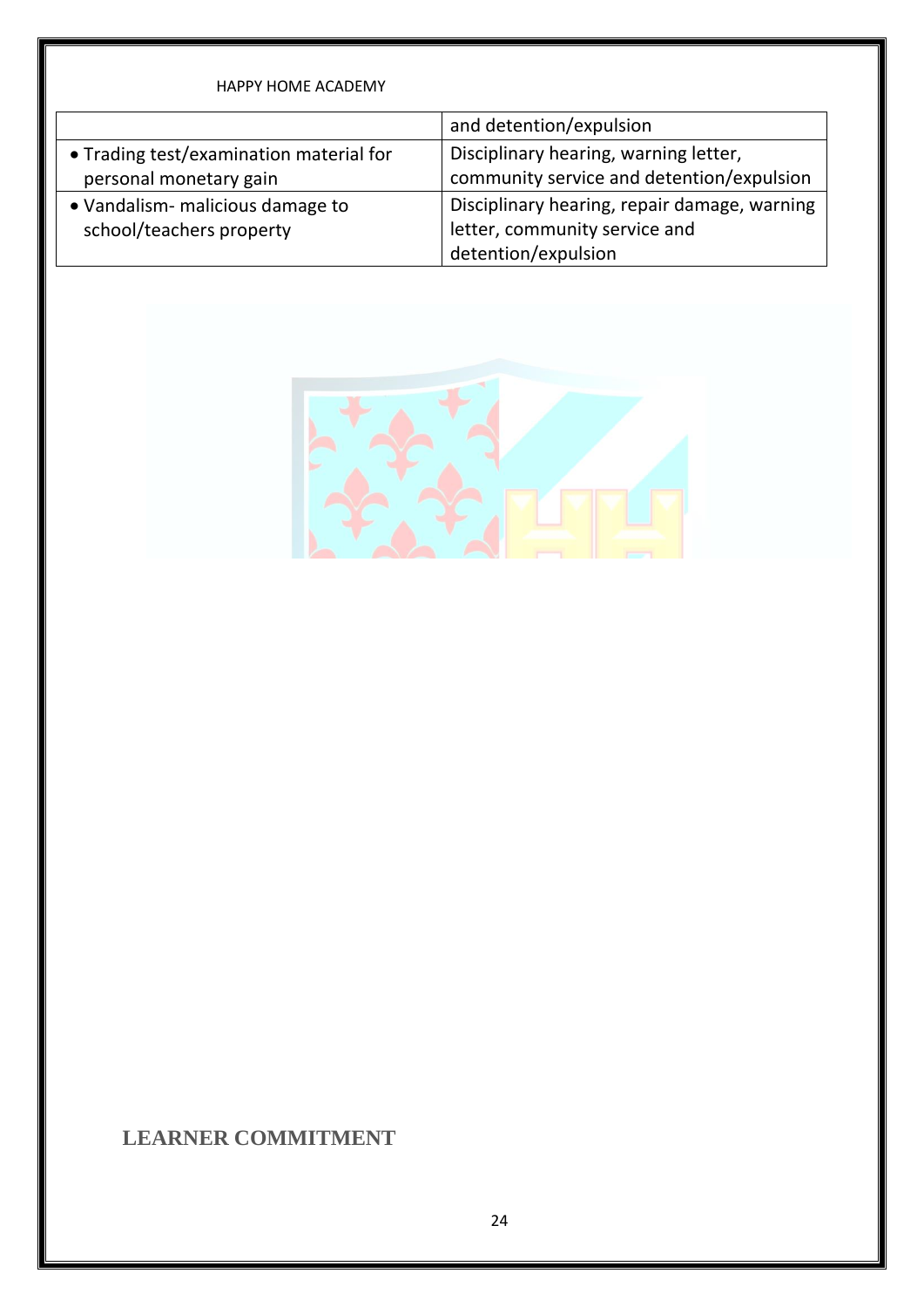| | and detention/expulsion |
|---|---|
| • Trading test/examination material for personal monetary gain | Disciplinary hearing, warning letter, community service and detention/expulsion |
| • Vandalism- malicious damage to school/teachers property | Disciplinary hearing, repair damage, warning letter, community service and detention/expulsion |

## LEARNER COMMITMENT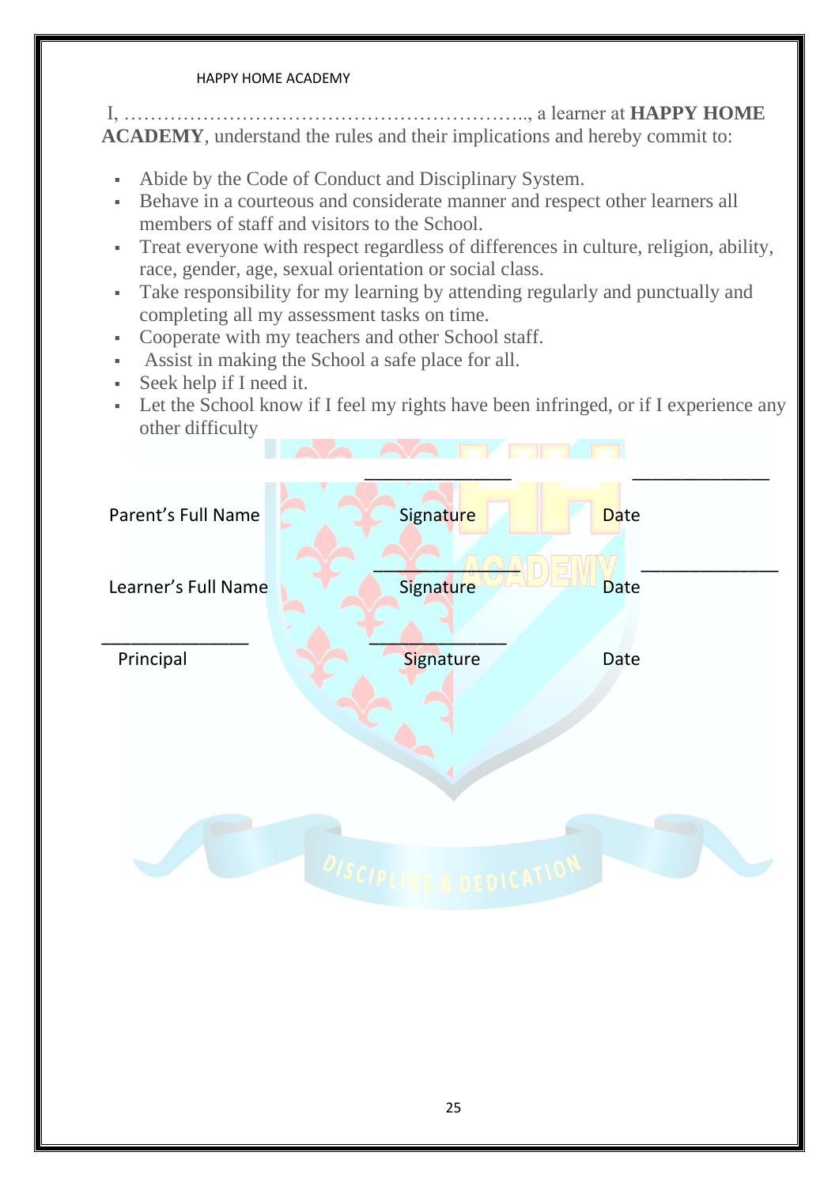HAPPY HOME ACADEMY

I, ……………………………………………………….., a learner at **HAPPY HOME ACADEMY**, understand the rules and their implications and hereby commit to:

- Abide by the Code of Conduct and Disciplinary System.
- Behave in a courteous and considerate manner and respect other learners all members of staff and visitors to the School.
- Treat everyone with respect regardless of differences in culture, religion, ability, race, gender, age, sexual orientation or social class.
- Take responsibility for my learning by attending regularly and punctually and completing all my assessment tasks on time.
- Cooperate with my teachers and other School staff.
- Assist in making the School a safe place for all.
- Seek help if I need it.
- Let the School know if I feel my rights have been infringed, or if I experience any other difficulty

| | | |
|---|---|---|
| | _______________ | ______________ |
| Parent's Full Name | Signature | Date |
| | _______________ | ______________ |
| Learner's Full Name | Signature | Date |
| _______________ | ______________ | |
| Principal | Signature | Date |